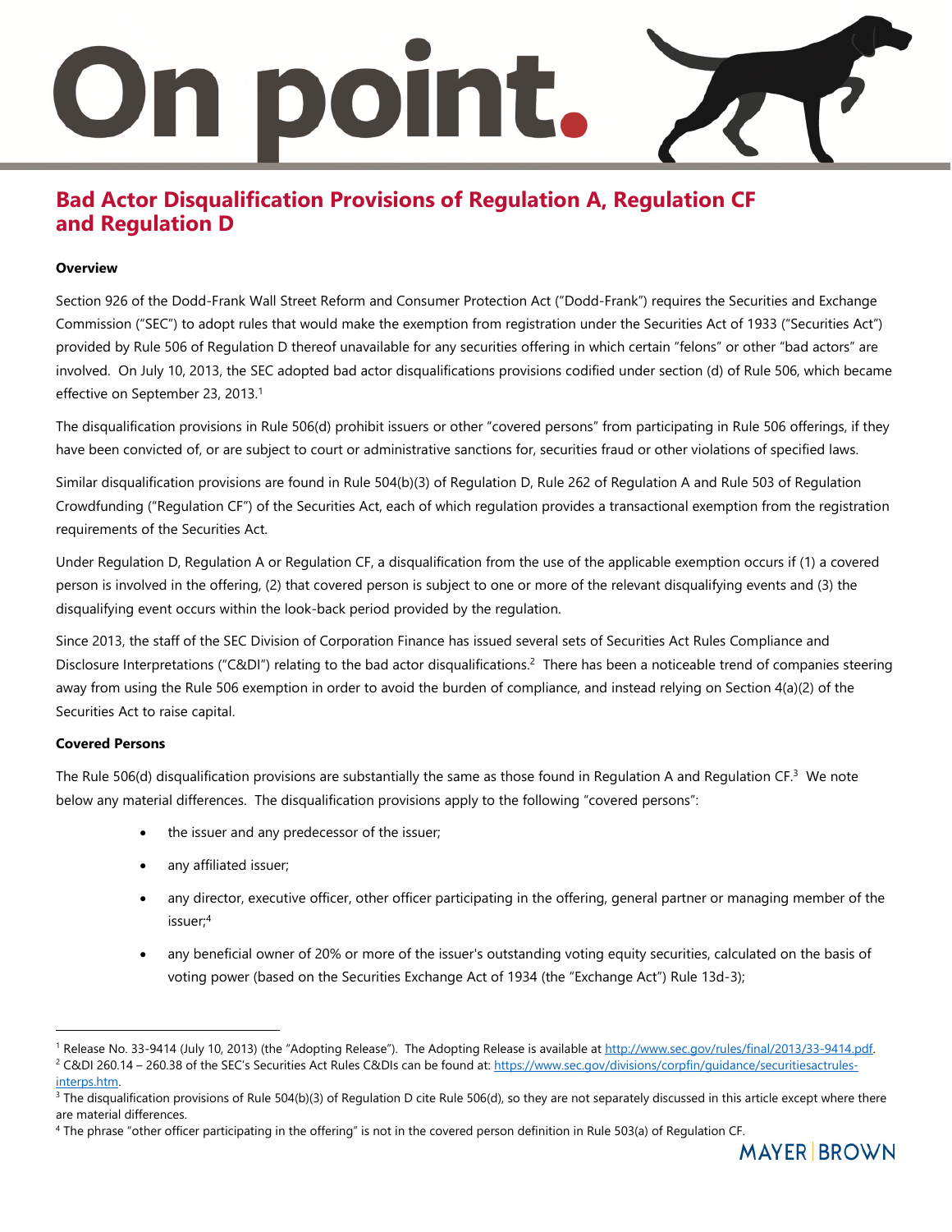# Bad Actor Disqualification Provisions of Regulation A, Regulation CF and Regulation D

**Overview**

Section 926 of the Dodd-Frank Wall Street Reform and Consumer Protection Act ("Dodd-Frank") requires the Securities and Exchange Commission ("SEC") to adopt rules that would make the exemption from registration under the Securities Act of 1933 ("Securities Act") provided by Rule 506 of Regulation D thereof unavailable for any securities offering in which certain "felons" or other "bad actors" are involved. On July 10, 2013, the SEC adopted bad actor disqualifications provisions codified under section (d) of Rule 506, which became effective on September 23, 2013.[1]

The disqualification provisions in Rule 506(d) prohibit issuers or other "covered persons" from participating in Rule 506 offerings, if they have been convicted of, or are subject to court or administrative sanctions for, securities fraud or other violations of specified laws.

Similar disqualification provisions are found in Rule 504(b)(3) of Regulation D, Rule 262 of Regulation A and Rule 503 of Regulation Crowdfunding ("Regulation CF") of the Securities Act, each of which regulation provides a transactional exemption from the registration requirements of the Securities Act.

Under Regulation D, Regulation A or Regulation CF, a disqualification from the use of the applicable exemption occurs if (1) a covered person is involved in the offering, (2) that covered person is subject to one or more of the relevant disqualifying events and (3) the disqualifying event occurs within the look-back period provided by the regulation.

Since 2013, the staff of the SEC Division of Corporation Finance has issued several sets of Securities Act Rules Compliance and Disclosure Interpretations ("C&DI") relating to the bad actor disqualifications.[2] There has been a noticeable trend of companies steering away from using the Rule 506 exemption in order to avoid the burden of compliance, and instead relying on Section 4(a)(2) of the Securities Act to raise capital.

**Covered Persons**

The Rule 506(d) disqualification provisions are substantially the same as those found in Regulation A and Regulation CF.[3] We note below any material differences. The disqualification provisions apply to the following "covered persons":

- the issuer and any predecessor of the issuer;
- any affiliated issuer;
- any director, executive officer, other officer participating in the offering, general partner or managing member of the issuer;[4]
- any beneficial owner of 20% or more of the issuer's outstanding voting equity securities, calculated on the basis of voting power (based on the Securities Exchange Act of 1934 (the "Exchange Act") Rule 13d-3);

---

[1] Release No. 33-9414 (July 10, 2013) (the "Adopting Release"). The Adopting Release is available at http://www.sec.gov/rules/final/2013/33-9414.pdf.

[2] C&DI 260.14 – 260.38 of the SEC's Securities Act Rules C&DIs can be found at: https://www.sec.gov/divisions/corpfin/guidance/securitiesactrules-interps.htm.

[3] The disqualification provisions of Rule 504(b)(3) of Regulation D cite Rule 506(d), so they are not separately discussed in this article except where there are material differences.

[4] The phrase "other officer participating in the offering" is not in the covered person definition in Rule 503(a) of Regulation CF.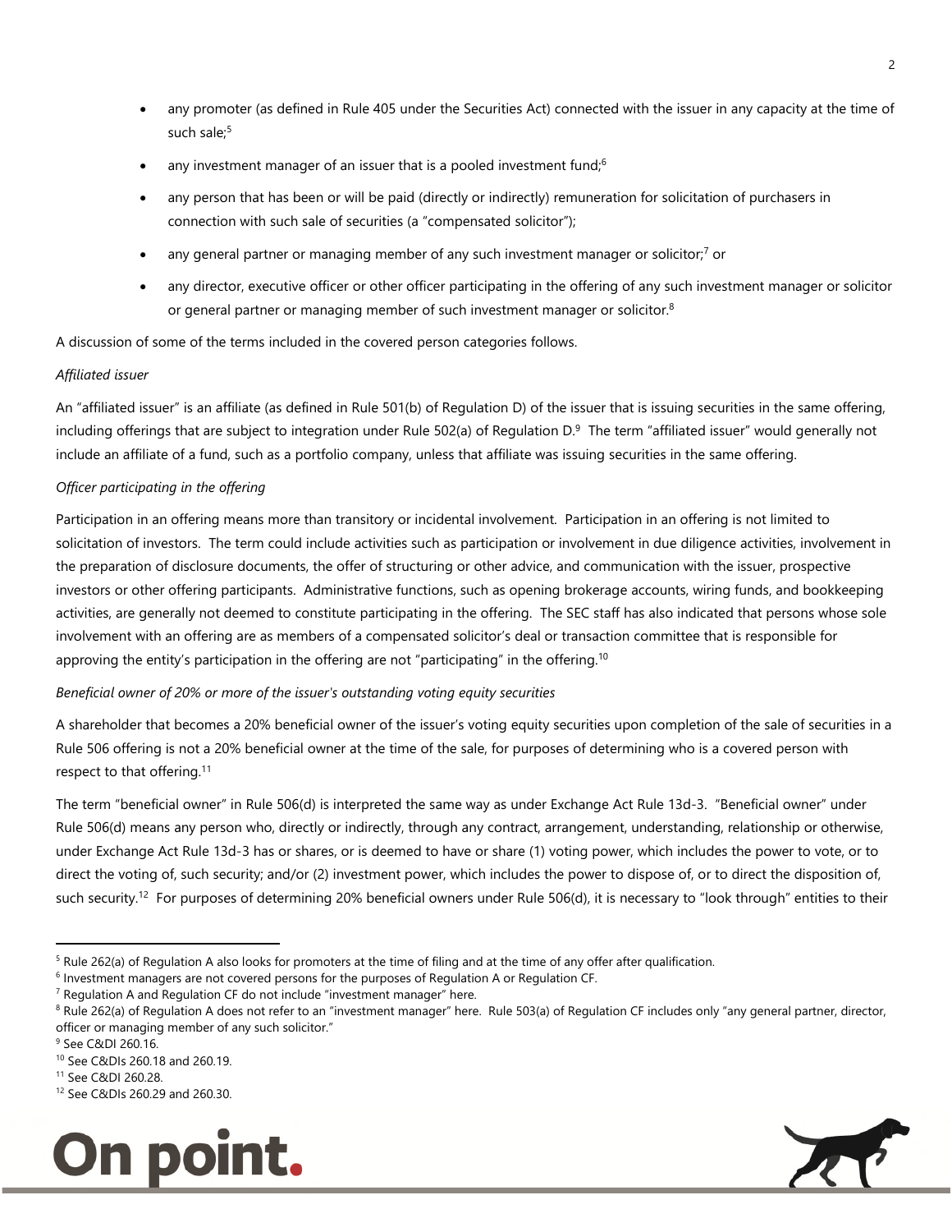- any promoter (as defined in Rule 405 under the Securities Act) connected with the issuer in any capacity at the time of such sale;[5]
- any investment manager of an issuer that is a pooled investment fund;[6]
- any person that has been or will be paid (directly or indirectly) remuneration for solicitation of purchasers in connection with such sale of securities (a "compensated solicitor");
- any general partner or managing member of any such investment manager or solicitor;[7] or
- any director, executive officer or other officer participating in the offering of any such investment manager or solicitor or general partner or managing member of such investment manager or solicitor.[8]

A discussion of some of the terms included in the covered person categories follows.

*Affiliated issuer*

An "affiliated issuer" is an affiliate (as defined in Rule 501(b) of Regulation D) of the issuer that is issuing securities in the same offering, including offerings that are subject to integration under Rule 502(a) of Regulation D.[9] The term "affiliated issuer" would generally not include an affiliate of a fund, such as a portfolio company, unless that affiliate was issuing securities in the same offering.

*Officer participating in the offering*

Participation in an offering means more than transitory or incidental involvement. Participation in an offering is not limited to solicitation of investors. The term could include activities such as participation or involvement in due diligence activities, involvement in the preparation of disclosure documents, the offer of structuring or other advice, and communication with the issuer, prospective investors or other offering participants. Administrative functions, such as opening brokerage accounts, wiring funds, and bookkeeping activities, are generally not deemed to constitute participating in the offering. The SEC staff has also indicated that persons whose sole involvement with an offering are as members of a compensated solicitor's deal or transaction committee that is responsible for approving the entity's participation in the offering are not "participating" in the offering.[10]

*Beneficial owner of 20% or more of the issuer's outstanding voting equity securities*

A shareholder that becomes a 20% beneficial owner of the issuer's voting equity securities upon completion of the sale of securities in a Rule 506 offering is not a 20% beneficial owner at the time of the sale, for purposes of determining who is a covered person with respect to that offering.[11]

The term "beneficial owner" in Rule 506(d) is interpreted the same way as under Exchange Act Rule 13d-3. "Beneficial owner" under Rule 506(d) means any person who, directly or indirectly, through any contract, arrangement, understanding, relationship or otherwise, under Exchange Act Rule 13d-3 has or shares, or is deemed to have or share (1) voting power, which includes the power to vote, or to direct the voting of, such security; and/or (2) investment power, which includes the power to dispose of, or to direct the disposition of, such security.[12] For purposes of determining 20% beneficial owners under Rule 506(d), it is necessary to "look through" entities to their

---

[5] Rule 262(a) of Regulation A also looks for promoters at the time of filing and at the time of any offer after qualification.

[6] Investment managers are not covered persons for the purposes of Regulation A or Regulation CF.

[7] Regulation A and Regulation CF do not include "investment manager" here.

[8] Rule 262(a) of Regulation A does not refer to an "investment manager" here. Rule 503(a) of Regulation CF includes only "any general partner, director, officer or managing member of any such solicitor."

[9] See C&DI 260.16.

[10] See C&DIs 260.18 and 260.19.

[11] See C&DI 260.28.

[12] See C&DIs 260.29 and 260.30.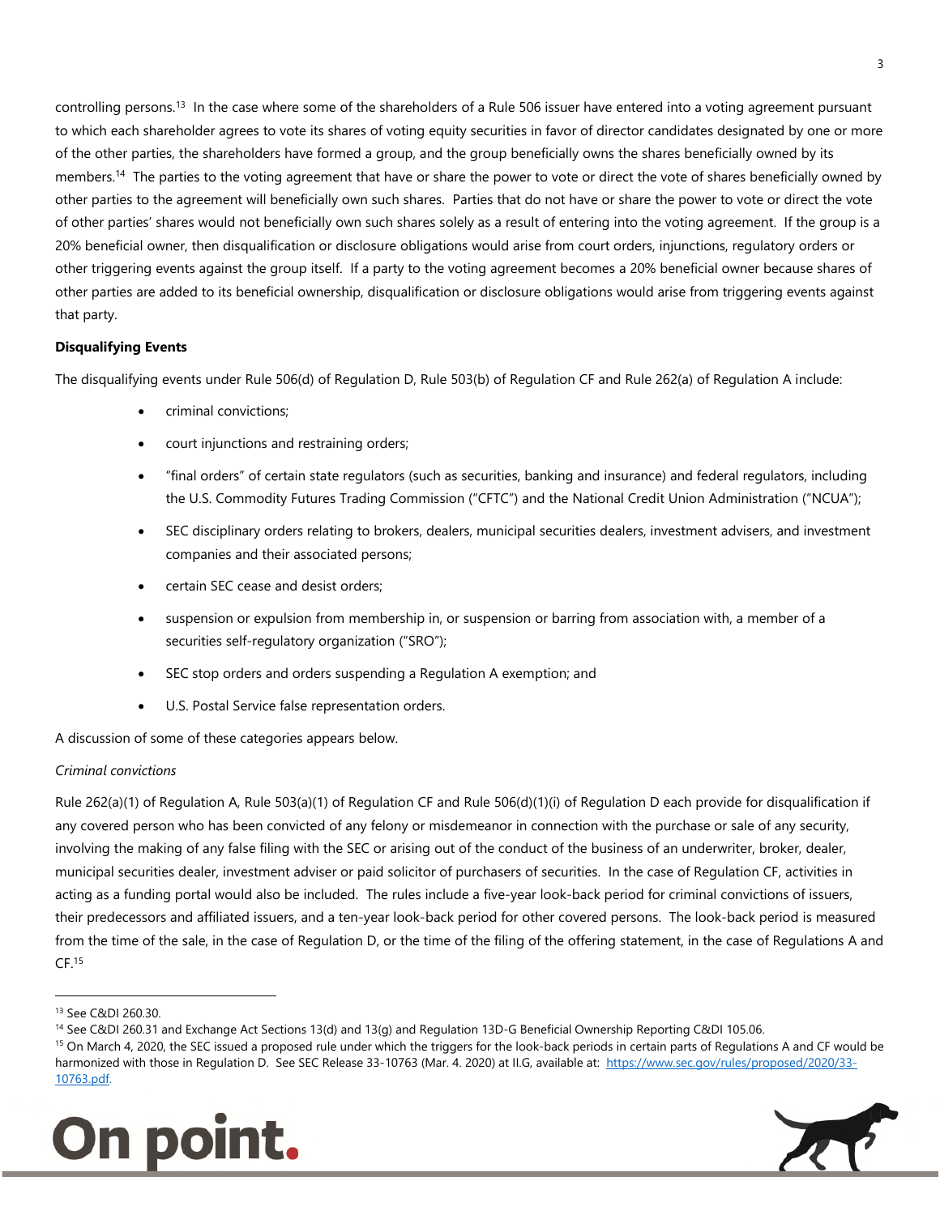controlling persons.[13] In the case where some of the shareholders of a Rule 506 issuer have entered into a voting agreement pursuant to which each shareholder agrees to vote its shares of voting equity securities in favor of director candidates designated by one or more of the other parties, the shareholders have formed a group, and the group beneficially owns the shares beneficially owned by its members.[14] The parties to the voting agreement that have or share the power to vote or direct the vote of shares beneficially owned by other parties to the agreement will beneficially own such shares. Parties that do not have or share the power to vote or direct the vote of other parties' shares would not beneficially own such shares solely as a result of entering into the voting agreement. If the group is a 20% beneficial owner, then disqualification or disclosure obligations would arise from court orders, injunctions, regulatory orders or other triggering events against the group itself. If a party to the voting agreement becomes a 20% beneficial owner because shares of other parties are added to its beneficial ownership, disqualification or disclosure obligations would arise from triggering events against that party.

**Disqualifying Events**

The disqualifying events under Rule 506(d) of Regulation D, Rule 503(b) of Regulation CF and Rule 262(a) of Regulation A include:

- criminal convictions;
- court injunctions and restraining orders;
- "final orders" of certain state regulators (such as securities, banking and insurance) and federal regulators, including the U.S. Commodity Futures Trading Commission ("CFTC") and the National Credit Union Administration ("NCUA");
- SEC disciplinary orders relating to brokers, dealers, municipal securities dealers, investment advisers, and investment companies and their associated persons;
- certain SEC cease and desist orders;
- suspension or expulsion from membership in, or suspension or barring from association with, a member of a securities self-regulatory organization ("SRO");
- SEC stop orders and orders suspending a Regulation A exemption; and
- U.S. Postal Service false representation orders.

A discussion of some of these categories appears below.

*Criminal convictions*

Rule 262(a)(1) of Regulation A, Rule 503(a)(1) of Regulation CF and Rule 506(d)(1)(i) of Regulation D each provide for disqualification if any covered person who has been convicted of any felony or misdemeanor in connection with the purchase or sale of any security, involving the making of any false filing with the SEC or arising out of the conduct of the business of an underwriter, broker, dealer, municipal securities dealer, investment adviser or paid solicitor of purchasers of securities. In the case of Regulation CF, activities in acting as a funding portal would also be included. The rules include a five-year look-back period for criminal convictions of issuers, their predecessors and affiliated issuers, and a ten-year look-back period for other covered persons. The look-back period is measured from the time of the sale, in the case of Regulation D, or the time of the filing of the offering statement, in the case of Regulations A and CF.[15]

---

[13] See C&DI 260.30.

[14] See C&DI 260.31 and Exchange Act Sections 13(d) and 13(g) and Regulation 13D-G Beneficial Ownership Reporting C&DI 105.06.

[15] On March 4, 2020, the SEC issued a proposed rule under which the triggers for the look-back periods in certain parts of Regulations A and CF would be harmonized with those in Regulation D. See SEC Release 33-10763 (Mar. 4. 2020) at II.G, available at: [https://www.sec.gov/rules/proposed/2020/33-10763.pdf](https://www.sec.gov/rules/proposed/2020/33-10763.pdf).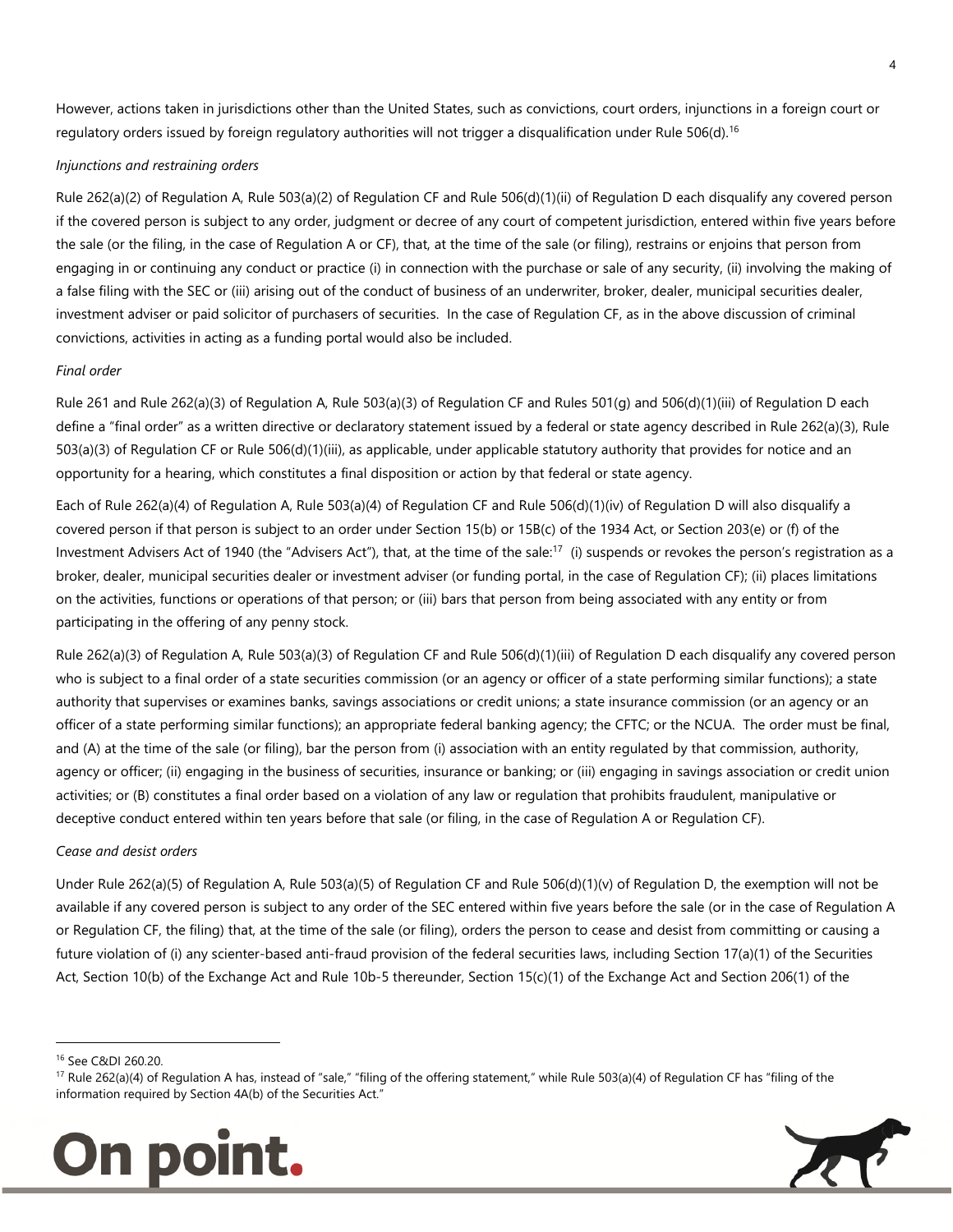However, actions taken in jurisdictions other than the United States, such as convictions, court orders, injunctions in a foreign court or regulatory orders issued by foreign regulatory authorities will not trigger a disqualification under Rule 506(d).[16]

*Injunctions and restraining orders*

Rule 262(a)(2) of Regulation A, Rule 503(a)(2) of Regulation CF and Rule 506(d)(1)(ii) of Regulation D each disqualify any covered person if the covered person is subject to any order, judgment or decree of any court of competent jurisdiction, entered within five years before the sale (or the filing, in the case of Regulation A or CF), that, at the time of the sale (or filing), restrains or enjoins that person from engaging in or continuing any conduct or practice (i) in connection with the purchase or sale of any security, (ii) involving the making of a false filing with the SEC or (iii) arising out of the conduct of business of an underwriter, broker, dealer, municipal securities dealer, investment adviser or paid solicitor of purchasers of securities. In the case of Regulation CF, as in the above discussion of criminal convictions, activities in acting as a funding portal would also be included.

*Final order*

Rule 261 and Rule 262(a)(3) of Regulation A, Rule 503(a)(3) of Regulation CF and Rules 501(g) and 506(d)(1)(iii) of Regulation D each define a "final order" as a written directive or declaratory statement issued by a federal or state agency described in Rule 262(a)(3), Rule 503(a)(3) of Regulation CF or Rule 506(d)(1)(iii), as applicable, under applicable statutory authority that provides for notice and an opportunity for a hearing, which constitutes a final disposition or action by that federal or state agency.

Each of Rule 262(a)(4) of Regulation A, Rule 503(a)(4) of Regulation CF and Rule 506(d)(1)(iv) of Regulation D will also disqualify a covered person if that person is subject to an order under Section 15(b) or 15B(c) of the 1934 Act, or Section 203(e) or (f) of the Investment Advisers Act of 1940 (the "Advisers Act"), that, at the time of the sale:[17] (i) suspends or revokes the person's registration as a broker, dealer, municipal securities dealer or investment adviser (or funding portal, in the case of Regulation CF); (ii) places limitations on the activities, functions or operations of that person; or (iii) bars that person from being associated with any entity or from participating in the offering of any penny stock.

Rule 262(a)(3) of Regulation A, Rule 503(a)(3) of Regulation CF and Rule 506(d)(1)(iii) of Regulation D each disqualify any covered person who is subject to a final order of a state securities commission (or an agency or officer of a state performing similar functions); a state authority that supervises or examines banks, savings associations or credit unions; a state insurance commission (or an agency or an officer of a state performing similar functions); an appropriate federal banking agency; the CFTC; or the NCUA. The order must be final, and (A) at the time of the sale (or filing), bar the person from (i) association with an entity regulated by that commission, authority, agency or officer; (ii) engaging in the business of securities, insurance or banking; or (iii) engaging in savings association or credit union activities; or (B) constitutes a final order based on a violation of any law or regulation that prohibits fraudulent, manipulative or deceptive conduct entered within ten years before that sale (or filing, in the case of Regulation A or Regulation CF).

*Cease and desist orders*

Under Rule 262(a)(5) of Regulation A, Rule 503(a)(5) of Regulation CF and Rule 506(d)(1)(v) of Regulation D, the exemption will not be available if any covered person is subject to any order of the SEC entered within five years before the sale (or in the case of Regulation A or Regulation CF, the filing) that, at the time of the sale (or filing), orders the person to cease and desist from committing or causing a future violation of (i) any scienter-based anti-fraud provision of the federal securities laws, including Section 17(a)(1) of the Securities Act, Section 10(b) of the Exchange Act and Rule 10b-5 thereunder, Section 15(c)(1) of the Exchange Act and Section 206(1) of the

---

[16] See C&DI 260.20.

[17] Rule 262(a)(4) of Regulation A has, instead of "sale," "filing of the offering statement," while Rule 503(a)(4) of Regulation CF has "filing of the information required by Section 4A(b) of the Securities Act."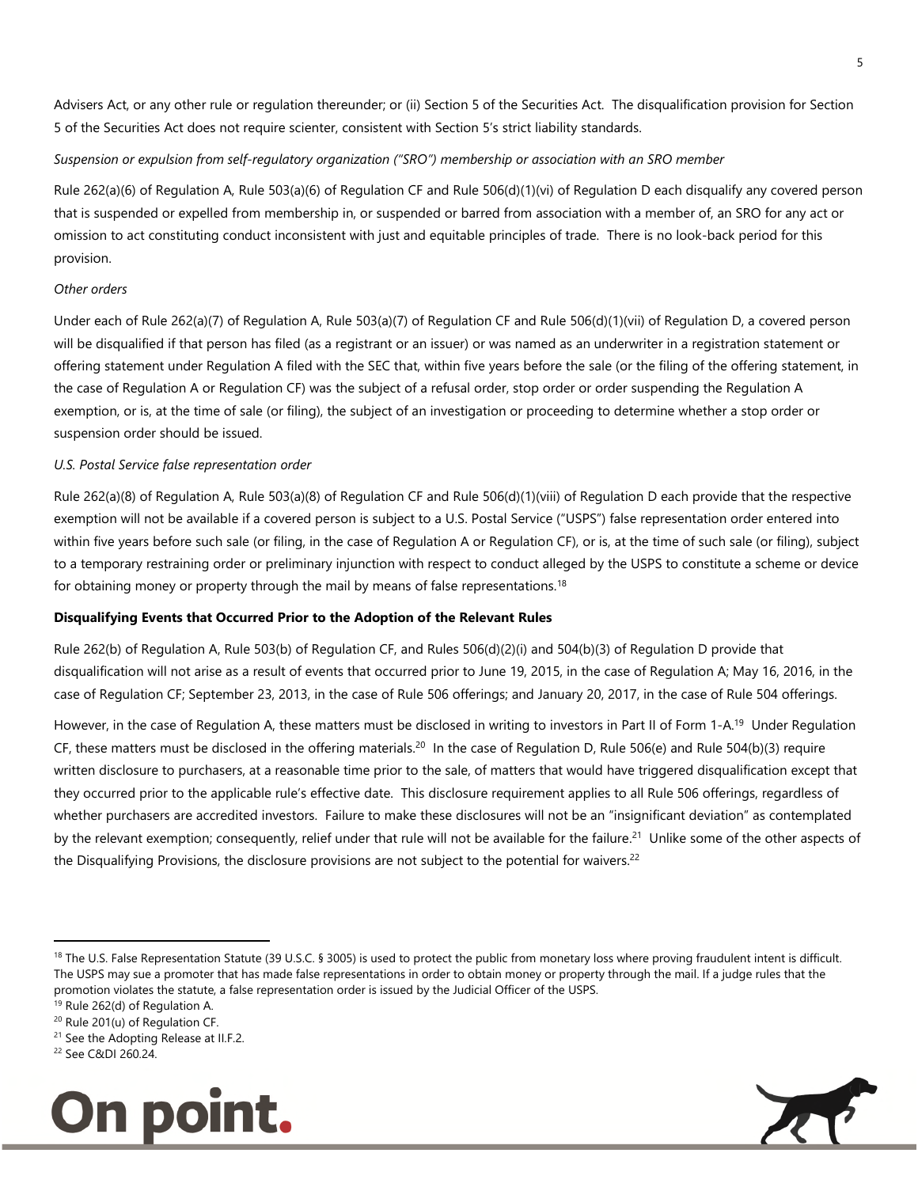Advisers Act, or any other rule or regulation thereunder; or (ii) Section 5 of the Securities Act. The disqualification provision for Section 5 of the Securities Act does not require scienter, consistent with Section 5's strict liability standards.

*Suspension or expulsion from self-regulatory organization ("SRO") membership or association with an SRO member*

Rule 262(a)(6) of Regulation A, Rule 503(a)(6) of Regulation CF and Rule 506(d)(1)(vi) of Regulation D each disqualify any covered person that is suspended or expelled from membership in, or suspended or barred from association with a member of, an SRO for any act or omission to act constituting conduct inconsistent with just and equitable principles of trade. There is no look-back period for this provision.

*Other orders*

Under each of Rule 262(a)(7) of Regulation A, Rule 503(a)(7) of Regulation CF and Rule 506(d)(1)(vii) of Regulation D, a covered person will be disqualified if that person has filed (as a registrant or an issuer) or was named as an underwriter in a registration statement or offering statement under Regulation A filed with the SEC that, within five years before the sale (or the filing of the offering statement, in the case of Regulation A or Regulation CF) was the subject of a refusal order, stop order or order suspending the Regulation A exemption, or is, at the time of sale (or filing), the subject of an investigation or proceeding to determine whether a stop order or suspension order should be issued.

*U.S. Postal Service false representation order*

Rule 262(a)(8) of Regulation A, Rule 503(a)(8) of Regulation CF and Rule 506(d)(1)(viii) of Regulation D each provide that the respective exemption will not be available if a covered person is subject to a U.S. Postal Service ("USPS") false representation order entered into within five years before such sale (or filing, in the case of Regulation A or Regulation CF), or is, at the time of such sale (or filing), subject to a temporary restraining order or preliminary injunction with respect to conduct alleged by the USPS to constitute a scheme or device for obtaining money or property through the mail by means of false representations.[18]

**Disqualifying Events that Occurred Prior to the Adoption of the Relevant Rules**

Rule 262(b) of Regulation A, Rule 503(b) of Regulation CF, and Rules 506(d)(2)(i) and 504(b)(3) of Regulation D provide that disqualification will not arise as a result of events that occurred prior to June 19, 2015, in the case of Regulation A; May 16, 2016, in the case of Regulation CF; September 23, 2013, in the case of Rule 506 offerings; and January 20, 2017, in the case of Rule 504 offerings.

However, in the case of Regulation A, these matters must be disclosed in writing to investors in Part II of Form 1-A.[19] Under Regulation CF, these matters must be disclosed in the offering materials.[20] In the case of Regulation D, Rule 506(e) and Rule 504(b)(3) require written disclosure to purchasers, at a reasonable time prior to the sale, of matters that would have triggered disqualification except that they occurred prior to the applicable rule's effective date. This disclosure requirement applies to all Rule 506 offerings, regardless of whether purchasers are accredited investors. Failure to make these disclosures will not be an "insignificant deviation" as contemplated by the relevant exemption; consequently, relief under that rule will not be available for the failure.[21] Unlike some of the other aspects of the Disqualifying Provisions, the disclosure provisions are not subject to the potential for waivers.[22]

[18] The U.S. False Representation Statute (39 U.S.C. § 3005) is used to protect the public from monetary loss where proving fraudulent intent is difficult. The USPS may sue a promoter that has made false representations in order to obtain money or property through the mail. If a judge rules that the promotion violates the statute, a false representation order is issued by the Judicial Officer of the USPS.

[19] Rule 262(d) of Regulation A.

[20] Rule 201(u) of Regulation CF.

[21] See the Adopting Release at II.F.2.

[22] See C&DI 260.24.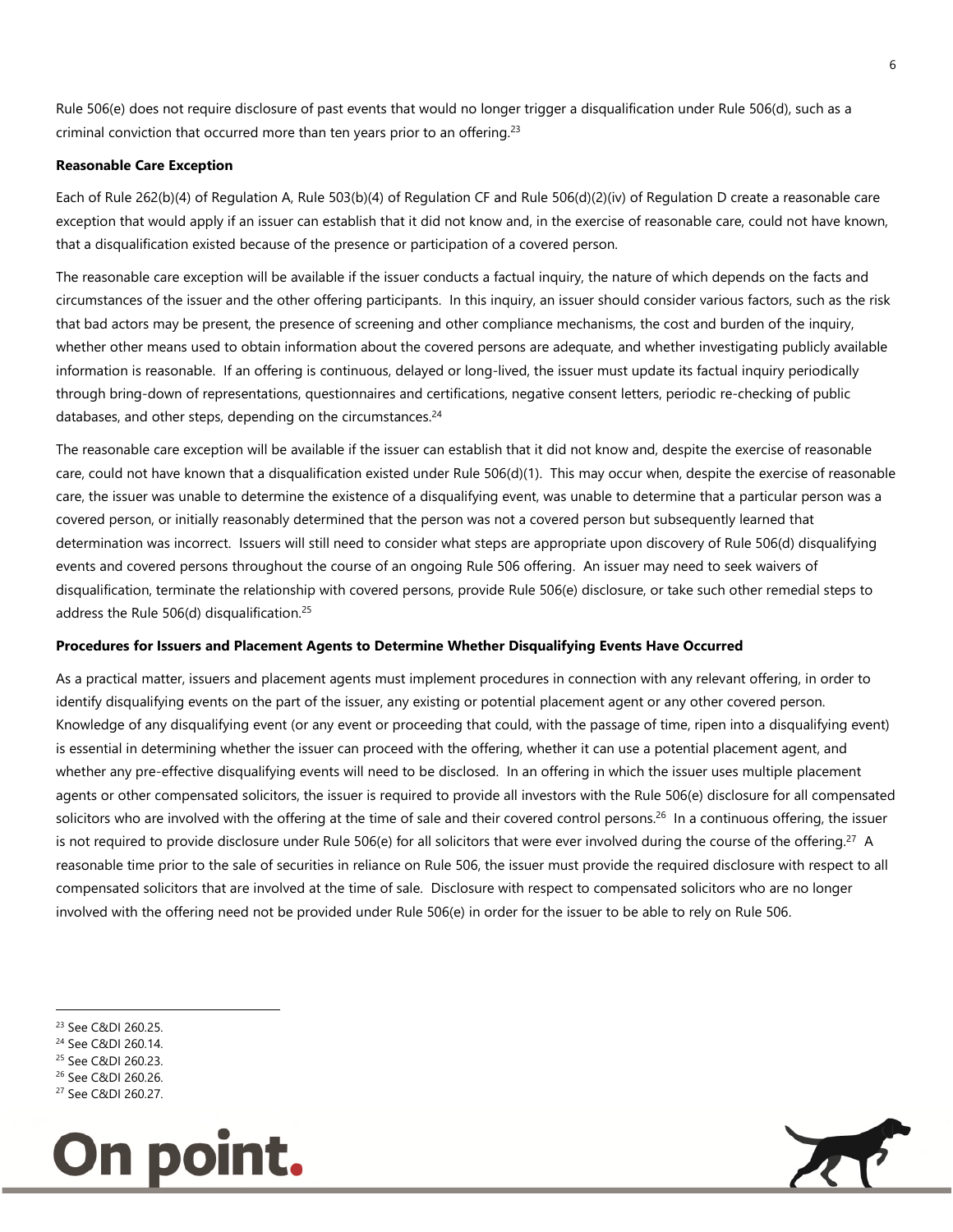Rule 506(e) does not require disclosure of past events that would no longer trigger a disqualification under Rule 506(d), such as a criminal conviction that occurred more than ten years prior to an offering.[23]

**Reasonable Care Exception**

Each of Rule 262(b)(4) of Regulation A, Rule 503(b)(4) of Regulation CF and Rule 506(d)(2)(iv) of Regulation D create a reasonable care exception that would apply if an issuer can establish that it did not know and, in the exercise of reasonable care, could not have known, that a disqualification existed because of the presence or participation of a covered person.

The reasonable care exception will be available if the issuer conducts a factual inquiry, the nature of which depends on the facts and circumstances of the issuer and the other offering participants. In this inquiry, an issuer should consider various factors, such as the risk that bad actors may be present, the presence of screening and other compliance mechanisms, the cost and burden of the inquiry, whether other means used to obtain information about the covered persons are adequate, and whether investigating publicly available information is reasonable. If an offering is continuous, delayed or long-lived, the issuer must update its factual inquiry periodically through bring-down of representations, questionnaires and certifications, negative consent letters, periodic re-checking of public databases, and other steps, depending on the circumstances.[24]

The reasonable care exception will be available if the issuer can establish that it did not know and, despite the exercise of reasonable care, could not have known that a disqualification existed under Rule 506(d)(1). This may occur when, despite the exercise of reasonable care, the issuer was unable to determine the existence of a disqualifying event, was unable to determine that a particular person was a covered person, or initially reasonably determined that the person was not a covered person but subsequently learned that determination was incorrect. Issuers will still need to consider what steps are appropriate upon discovery of Rule 506(d) disqualifying events and covered persons throughout the course of an ongoing Rule 506 offering. An issuer may need to seek waivers of disqualification, terminate the relationship with covered persons, provide Rule 506(e) disclosure, or take such other remedial steps to address the Rule 506(d) disqualification.[25]

**Procedures for Issuers and Placement Agents to Determine Whether Disqualifying Events Have Occurred**

As a practical matter, issuers and placement agents must implement procedures in connection with any relevant offering, in order to identify disqualifying events on the part of the issuer, any existing or potential placement agent or any other covered person. Knowledge of any disqualifying event (or any event or proceeding that could, with the passage of time, ripen into a disqualifying event) is essential in determining whether the issuer can proceed with the offering, whether it can use a potential placement agent, and whether any pre-effective disqualifying events will need to be disclosed. In an offering in which the issuer uses multiple placement agents or other compensated solicitors, the issuer is required to provide all investors with the Rule 506(e) disclosure for all compensated solicitors who are involved with the offering at the time of sale and their covered control persons.[26] In a continuous offering, the issuer is not required to provide disclosure under Rule 506(e) for all solicitors that were ever involved during the course of the offering.[27] A reasonable time prior to the sale of securities in reliance on Rule 506, the issuer must provide the required disclosure with respect to all compensated solicitors that are involved at the time of sale. Disclosure with respect to compensated solicitors who are no longer involved with the offering need not be provided under Rule 506(e) in order for the issuer to be able to rely on Rule 506.

---

[23] See C&DI 260.25.
[24] See C&DI 260.14.
[25] See C&DI 260.23.
[26] See C&DI 260.26.
[27] See C&DI 260.27.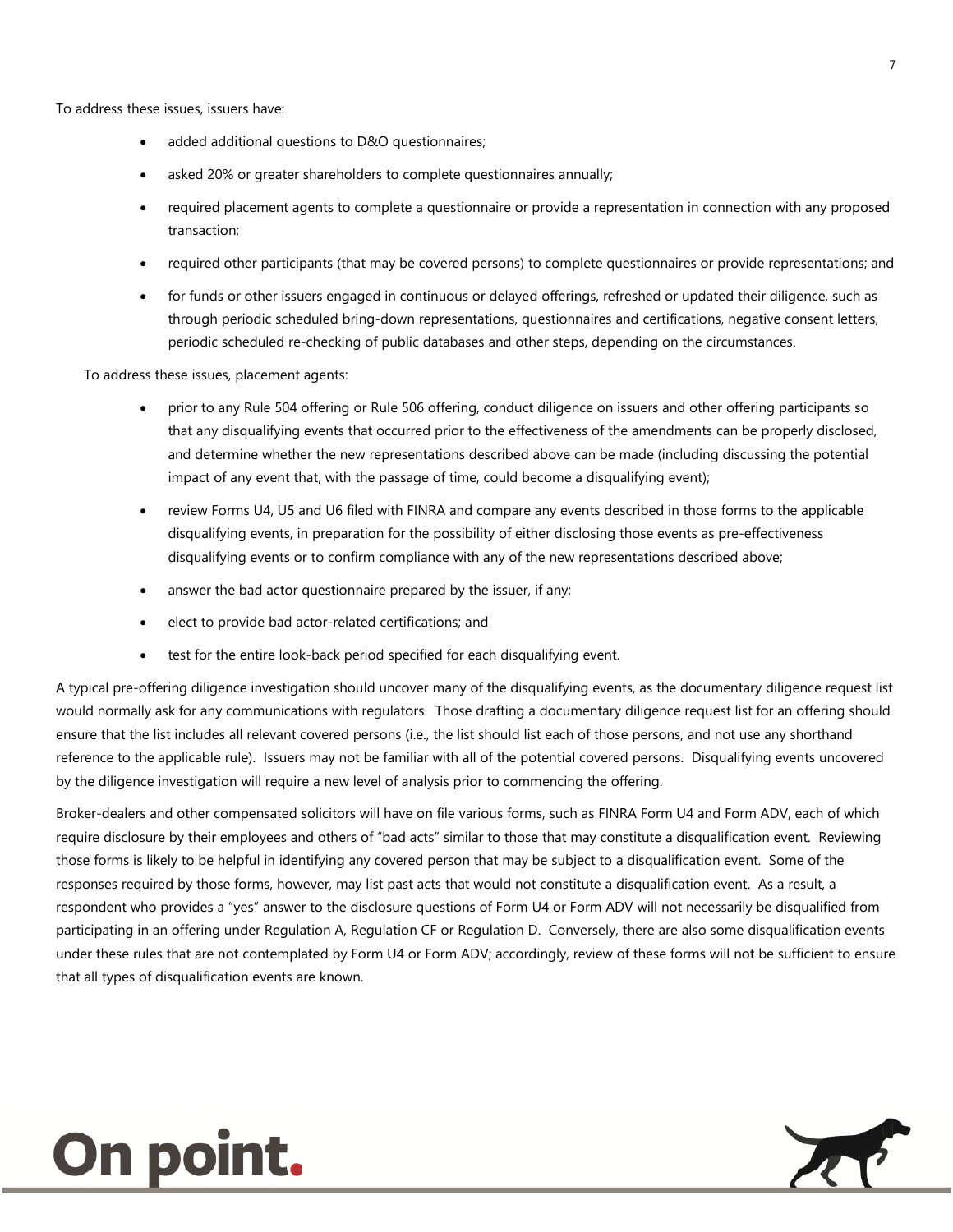To address these issues, issuers have:

- added additional questions to D&O questionnaires;
- asked 20% or greater shareholders to complete questionnaires annually;
- required placement agents to complete a questionnaire or provide a representation in connection with any proposed transaction;
- required other participants (that may be covered persons) to complete questionnaires or provide representations; and
- for funds or other issuers engaged in continuous or delayed offerings, refreshed or updated their diligence, such as through periodic scheduled bring-down representations, questionnaires and certifications, negative consent letters, periodic scheduled re-checking of public databases and other steps, depending on the circumstances.

To address these issues, placement agents:

- prior to any Rule 504 offering or Rule 506 offering, conduct diligence on issuers and other offering participants so that any disqualifying events that occurred prior to the effectiveness of the amendments can be properly disclosed, and determine whether the new representations described above can be made (including discussing the potential impact of any event that, with the passage of time, could become a disqualifying event);
- review Forms U4, U5 and U6 filed with FINRA and compare any events described in those forms to the applicable disqualifying events, in preparation for the possibility of either disclosing those events as pre-effectiveness disqualifying events or to confirm compliance with any of the new representations described above;
- answer the bad actor questionnaire prepared by the issuer, if any;
- elect to provide bad actor-related certifications; and
- test for the entire look-back period specified for each disqualifying event.

A typical pre-offering diligence investigation should uncover many of the disqualifying events, as the documentary diligence request list would normally ask for any communications with regulators. Those drafting a documentary diligence request list for an offering should ensure that the list includes all relevant covered persons (i.e., the list should list each of those persons, and not use any shorthand reference to the applicable rule). Issuers may not be familiar with all of the potential covered persons. Disqualifying events uncovered by the diligence investigation will require a new level of analysis prior to commencing the offering.

Broker-dealers and other compensated solicitors will have on file various forms, such as FINRA Form U4 and Form ADV, each of which require disclosure by their employees and others of "bad acts" similar to those that may constitute a disqualification event. Reviewing those forms is likely to be helpful in identifying any covered person that may be subject to a disqualification event. Some of the responses required by those forms, however, may list past acts that would not constitute a disqualification event. As a result, a respondent who provides a "yes" answer to the disclosure questions of Form U4 or Form ADV will not necessarily be disqualified from participating in an offering under Regulation A, Regulation CF or Regulation D. Conversely, there are also some disqualification events under these rules that are not contemplated by Form U4 or Form ADV; accordingly, review of these forms will not be sufficient to ensure that all types of disqualification events are known.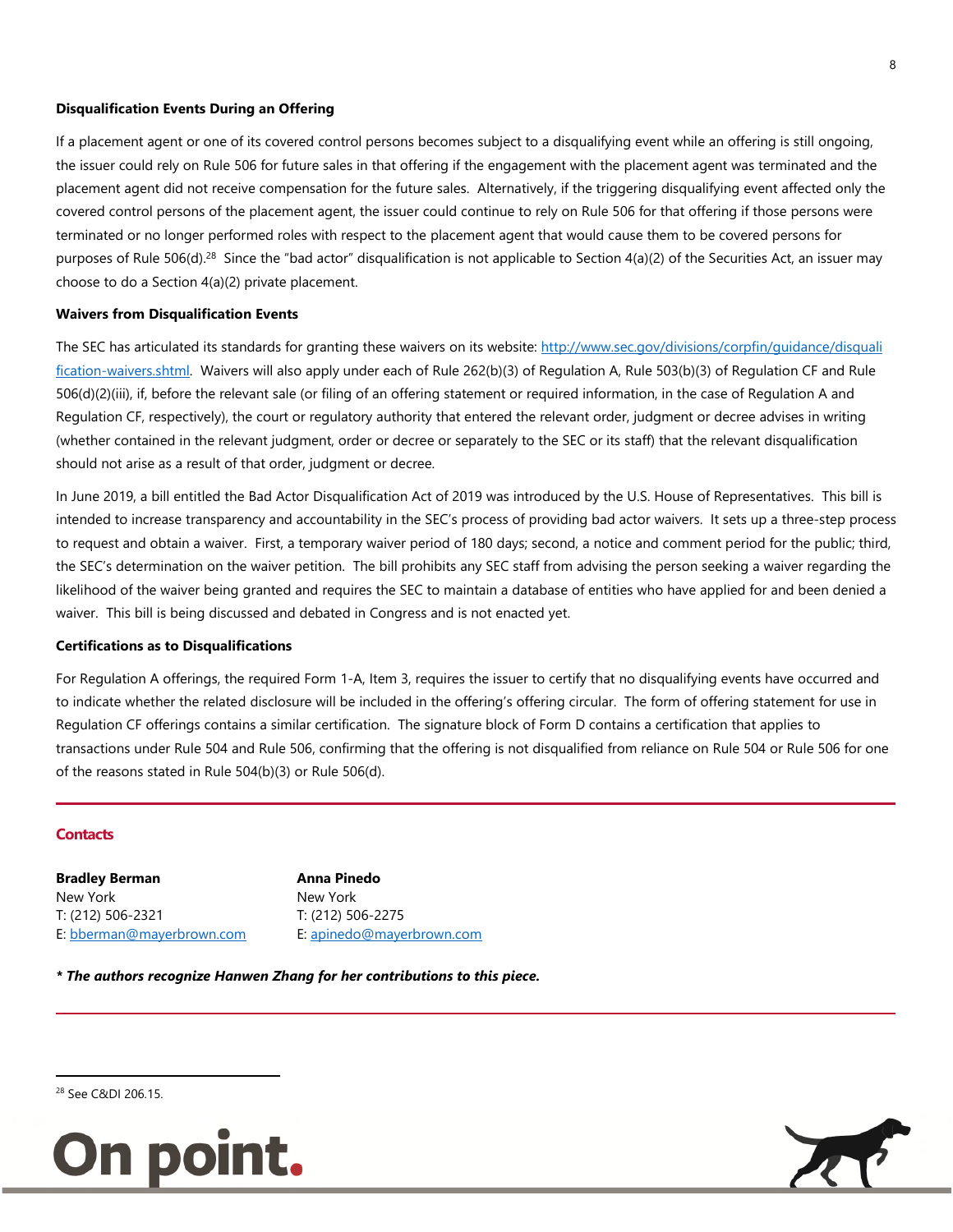**Disqualification Events During an Offering**

If a placement agent or one of its covered control persons becomes subject to a disqualifying event while an offering is still ongoing, the issuer could rely on Rule 506 for future sales in that offering if the engagement with the placement agent was terminated and the placement agent did not receive compensation for the future sales. Alternatively, if the triggering disqualifying event affected only the covered control persons of the placement agent, the issuer could continue to rely on Rule 506 for that offering if those persons were terminated or no longer performed roles with respect to the placement agent that would cause them to be covered persons for purposes of Rule 506(d).[28] Since the "bad actor" disqualification is not applicable to Section 4(a)(2) of the Securities Act, an issuer may choose to do a Section 4(a)(2) private placement.

**Waivers from Disqualification Events**

The SEC has articulated its standards for granting these waivers on its website: [http://www.sec.gov/divisions/corpfin/guidance/disqualification-waivers.shtml](http://www.sec.gov/divisions/corpfin/guidance/disqualification-waivers.shtml). Waivers will also apply under each of Rule 262(b)(3) of Regulation A, Rule 503(b)(3) of Regulation CF and Rule 506(d)(2)(iii), if, before the relevant sale (or filing of an offering statement or required information, in the case of Regulation A and Regulation CF, respectively), the court or regulatory authority that entered the relevant order, judgment or decree advises in writing (whether contained in the relevant judgment, order or decree or separately to the SEC or its staff) that the relevant disqualification should not arise as a result of that order, judgment or decree.

In June 2019, a bill entitled the Bad Actor Disqualification Act of 2019 was introduced by the U.S. House of Representatives. This bill is intended to increase transparency and accountability in the SEC's process of providing bad actor waivers. It sets up a three-step process to request and obtain a waiver. First, a temporary waiver period of 180 days; second, a notice and comment period for the public; third, the SEC's determination on the waiver petition. The bill prohibits any SEC staff from advising the person seeking a waiver regarding the likelihood of the waiver being granted and requires the SEC to maintain a database of entities who have applied for and been denied a waiver. This bill is being discussed and debated in Congress and is not enacted yet.

**Certifications as to Disqualifications**

For Regulation A offerings, the required Form 1-A, Item 3, requires the issuer to certify that no disqualifying events have occurred and to indicate whether the related disclosure will be included in the offering's offering circular. The form of offering statement for use in Regulation CF offerings contains a similar certification. The signature block of Form D contains a certification that applies to transactions under Rule 504 and Rule 506, confirming that the offering is not disqualified from reliance on Rule 504 or Rule 506 for one of the reasons stated in Rule 504(b)(3) or Rule 506(d).

---

**Contacts**

**Bradley Berman**
New York
T: (212) 506-2321
E: [bberman@mayerbrown.com](mailto:bberman@mayerbrown.com)

**Anna Pinedo**
New York
T: (212) 506-2275
E: [apinedo@mayerbrown.com](mailto:apinedo@mayerbrown.com)

***\* The authors recognize Hanwen Zhang for her contributions to this piece.***

---

[28] See C&DI 206.15.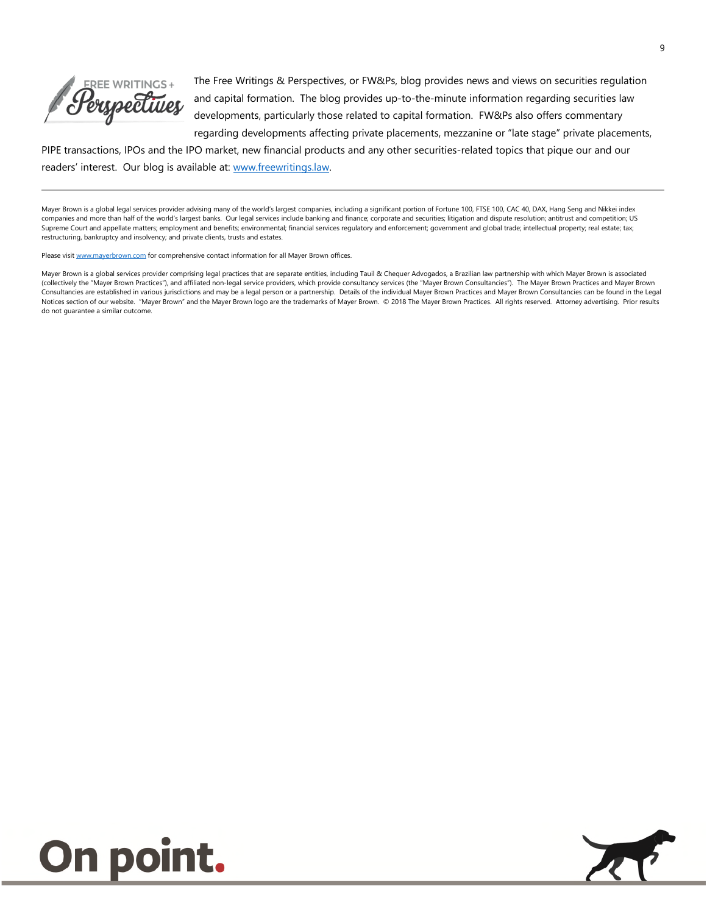The Free Writings & Perspectives, or FW&Ps, blog provides news and views on securities regulation and capital formation. The blog provides up-to-the-minute information regarding securities law developments, particularly those related to capital formation. FW&Ps also offers commentary regarding developments affecting private placements, mezzanine or "late stage" private placements, PIPE transactions, IPOs and the IPO market, new financial products and any other securities-related topics that pique our and our readers' interest. Our blog is available at: [www.freewritings.law](http://www.freewritings.law).

---

Mayer Brown is a global legal services provider advising many of the world's largest companies, including a significant portion of Fortune 100, FTSE 100, CAC 40, DAX, Hang Seng and Nikkei index companies and more than half of the world's largest banks. Our legal services include banking and finance; corporate and securities; litigation and dispute resolution; antitrust and competition; US Supreme Court and appellate matters; employment and benefits; environmental; financial services regulatory and enforcement; government and global trade; intellectual property; real estate; tax; restructuring, bankruptcy and insolvency; and private clients, trusts and estates.

Please visit [www.mayerbrown.com](http://www.mayerbrown.com) for comprehensive contact information for all Mayer Brown offices.

Mayer Brown is a global services provider comprising legal practices that are separate entities, including Tauil & Chequer Advogados, a Brazilian law partnership with which Mayer Brown is associated (collectively the "Mayer Brown Practices"), and affiliated non-legal service providers, which provide consultancy services (the "Mayer Brown Consultancies"). The Mayer Brown Practices and Mayer Brown Consultancies are established in various jurisdictions and may be a legal person or a partnership. Details of the individual Mayer Brown Practices and Mayer Brown Consultancies can be found in the Legal Notices section of our website. "Mayer Brown" and the Mayer Brown logo are the trademarks of Mayer Brown. © 2018 The Mayer Brown Practices. All rights reserved. Attorney advertising. Prior results do not guarantee a similar outcome.

**On point.**